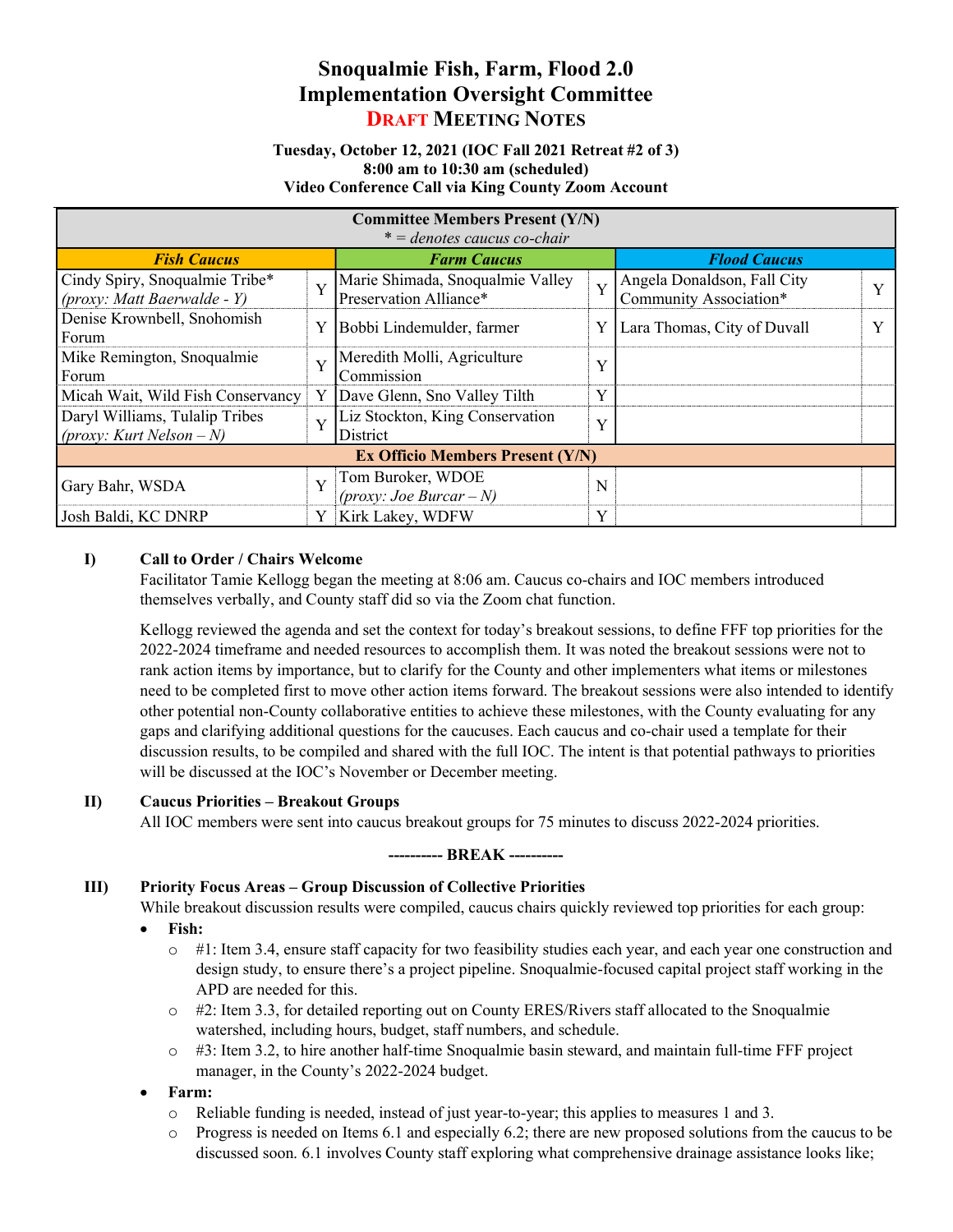# Snoqualmie Fish, Farm, Flood 2.0
# Implementation Oversight Committee
## DRAFT MEETING NOTES

**Tuesday, October 12, 2021 (IOC Fall 2021 Retreat #2 of 3)**
**8:00 am to 10:30 am (scheduled)**
**Video Conference Call via King County Zoom Account**

| **Committee Members Present (Y/N)** *\* = denotes caucus co-chair* | | | | | |
|---|---|---|---|---|---|
| ***Fish Caucus*** | | ***Farm Caucus*** | | ***Flood Caucus*** | |
| Cindy Spiry, Snoqualmie Tribe* *(proxy: Matt Baerwalde - Y)* | Y | Marie Shimada, Snoqualmie Valley Preservation Alliance* | Y | Angela Donaldson, Fall City Community Association* | Y |
| Denise Krownbell, Snohomish Forum | Y | Bobbi Lindemulder, farmer | Y | Lara Thomas, City of Duvall | Y |
| Mike Remington, Snoqualmie Forum | Y | Meredith Molli, Agriculture Commission | Y | | |
| Micah Wait, Wild Fish Conservancy | Y | Dave Glenn, Sno Valley Tilth | Y | | |
| Daryl Williams, Tulalip Tribes *(proxy: Kurt Nelson – N)* | Y | Liz Stockton, King Conservation District | Y | | |
| **Ex Officio Members Present (Y/N)** | | | | | |
| Gary Bahr, WSDA | Y | Tom Buroker, WDOE *(proxy: Joe Burcar – N)* | N | | |
| Josh Baldi, KC DNRP | Y | Kirk Lakey, WDFW | Y | | |

**I) Call to Order / Chairs Welcome**

Facilitator Tamie Kellogg began the meeting at 8:06 am. Caucus co-chairs and IOC members introduced themselves verbally, and County staff did so via the Zoom chat function.

Kellogg reviewed the agenda and set the context for today's breakout sessions, to define FFF top priorities for the 2022-2024 timeframe and needed resources to accomplish them. It was noted the breakout sessions were not to rank action items by importance, but to clarify for the County and other implementers what items or milestones need to be completed first to move other action items forward. The breakout sessions were also intended to identify other potential non-County collaborative entities to achieve these milestones, with the County evaluating for any gaps and clarifying additional questions for the caucuses. Each caucus and co-chair used a template for their discussion results, to be compiled and shared with the full IOC. The intent is that potential pathways to priorities will be discussed at the IOC's November or December meeting.

**II) Caucus Priorities – Breakout Groups**

All IOC members were sent into caucus breakout groups for 75 minutes to discuss 2022-2024 priorities.

**---------- BREAK ----------**

**III) Priority Focus Areas – Group Discussion of Collective Priorities**

While breakout discussion results were compiled, caucus chairs quickly reviewed top priorities for each group:

- **Fish:**
  - #1: Item 3.4, ensure staff capacity for two feasibility studies each year, and each year one construction and design study, to ensure there's a project pipeline. Snoqualmie-focused capital project staff working in the APD are needed for this.
  - #2: Item 3.3, for detailed reporting out on County ERES/Rivers staff allocated to the Snoqualmie watershed, including hours, budget, staff numbers, and schedule.
  - #3: Item 3.2, to hire another half-time Snoqualmie basin steward, and maintain full-time FFF project manager, in the County's 2022-2024 budget.
- **Farm:**
  - Reliable funding is needed, instead of just year-to-year; this applies to measures 1 and 3.
  - Progress is needed on Items 6.1 and especially 6.2; there are new proposed solutions from the caucus to be discussed soon. 6.1 involves County staff exploring what comprehensive drainage assistance looks like;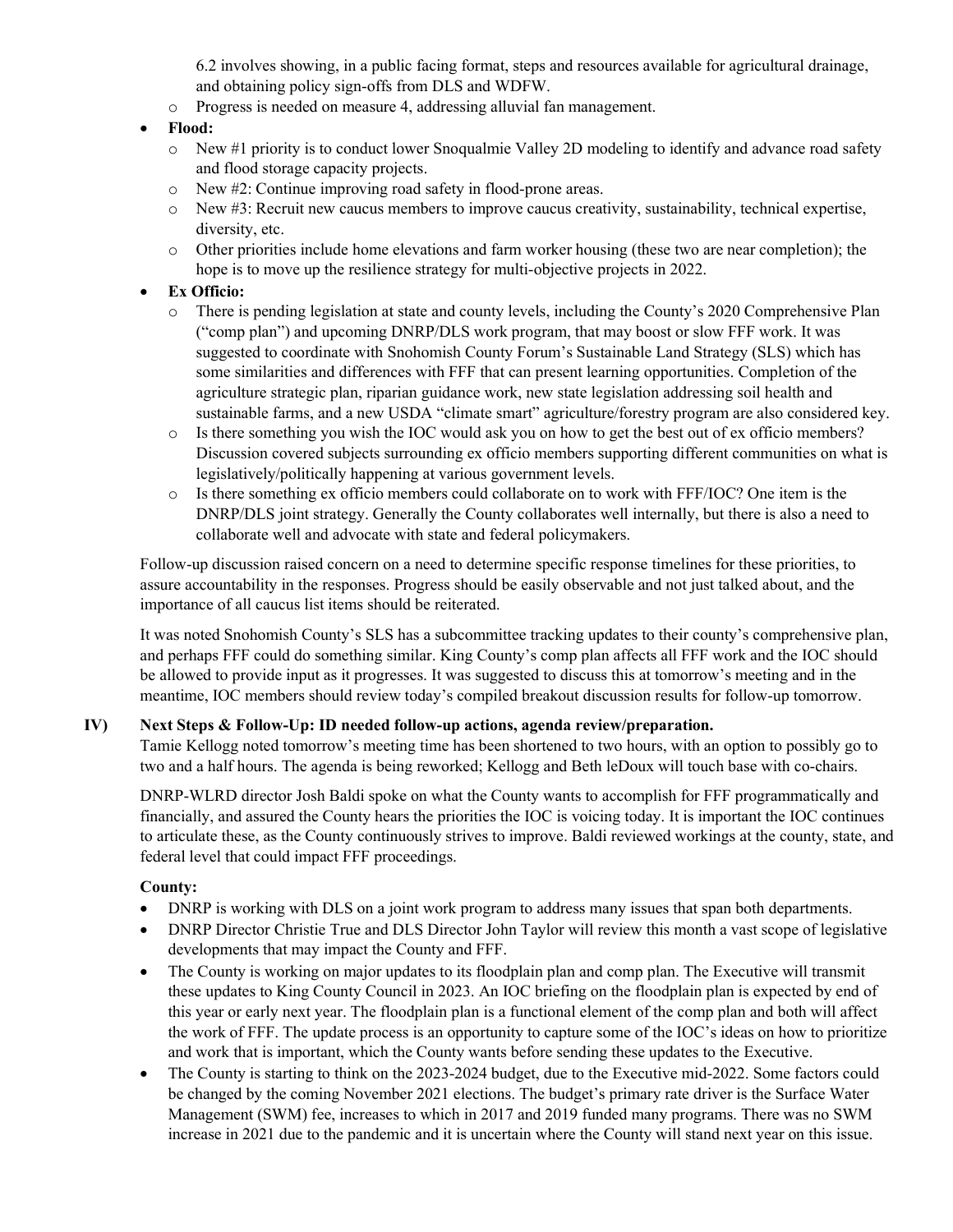6.2 involves showing, in a public facing format, steps and resources available for agricultural drainage, and obtaining policy sign-offs from DLS and WDFW.
    - Progress is needed on measure 4, addressing alluvial fan management.
- **Flood:**
    - New #1 priority is to conduct lower Snoqualmie Valley 2D modeling to identify and advance road safety and flood storage capacity projects.
    - New #2: Continue improving road safety in flood-prone areas.
    - New #3: Recruit new caucus members to improve caucus creativity, sustainability, technical expertise, diversity, etc.
    - Other priorities include home elevations and farm worker housing (these two are near completion); the hope is to move up the resilience strategy for multi-objective projects in 2022.
- **Ex Officio:**
    - There is pending legislation at state and county levels, including the County's 2020 Comprehensive Plan ("comp plan") and upcoming DNRP/DLS work program, that may boost or slow FFF work. It was suggested to coordinate with Snohomish County Forum's Sustainable Land Strategy (SLS) which has some similarities and differences with FFF that can present learning opportunities. Completion of the agriculture strategic plan, riparian guidance work, new state legislation addressing soil health and sustainable farms, and a new USDA "climate smart" agriculture/forestry program are also considered key.
    - Is there something you wish the IOC would ask you on how to get the best out of ex officio members? Discussion covered subjects surrounding ex officio members supporting different communities on what is legislatively/politically happening at various government levels.
    - Is there something ex officio members could collaborate on to work with FFF/IOC? One item is the DNRP/DLS joint strategy. Generally the County collaborates well internally, but there is also a need to collaborate well and advocate with state and federal policymakers.

Follow-up discussion raised concern on a need to determine specific response timelines for these priorities, to assure accountability in the responses. Progress should be easily observable and not just talked about, and the importance of all caucus list items should be reiterated.

It was noted Snohomish County's SLS has a subcommittee tracking updates to their county's comprehensive plan, and perhaps FFF could do something similar. King County's comp plan affects all FFF work and the IOC should be allowed to provide input as it progresses. It was suggested to discuss this at tomorrow's meeting and in the meantime, IOC members should review today's compiled breakout discussion results for follow-up tomorrow.

## IV) Next Steps & Follow-Up: ID needed follow-up actions, agenda review/preparation.

Tamie Kellogg noted tomorrow's meeting time has been shortened to two hours, with an option to possibly go to two and a half hours. The agenda is being reworked; Kellogg and Beth leDoux will touch base with co-chairs.

DNRP-WLRD director Josh Baldi spoke on what the County wants to accomplish for FFF programmatically and financially, and assured the County hears the priorities the IOC is voicing today. It is important the IOC continues to articulate these, as the County continuously strives to improve. Baldi reviewed workings at the county, state, and federal level that could impact FFF proceedings.

**County:**

- DNRP is working with DLS on a joint work program to address many issues that span both departments.
- DNRP Director Christie True and DLS Director John Taylor will review this month a vast scope of legislative developments that may impact the County and FFF.
- The County is working on major updates to its floodplain plan and comp plan. The Executive will transmit these updates to King County Council in 2023. An IOC briefing on the floodplain plan is expected by end of this year or early next year. The floodplain plan is a functional element of the comp plan and both will affect the work of FFF. The update process is an opportunity to capture some of the IOC's ideas on how to prioritize and work that is important, which the County wants before sending these updates to the Executive.
- The County is starting to think on the 2023-2024 budget, due to the Executive mid-2022. Some factors could be changed by the coming November 2021 elections. The budget's primary rate driver is the Surface Water Management (SWM) fee, increases to which in 2017 and 2019 funded many programs. There was no SWM increase in 2021 due to the pandemic and it is uncertain where the County will stand next year on this issue.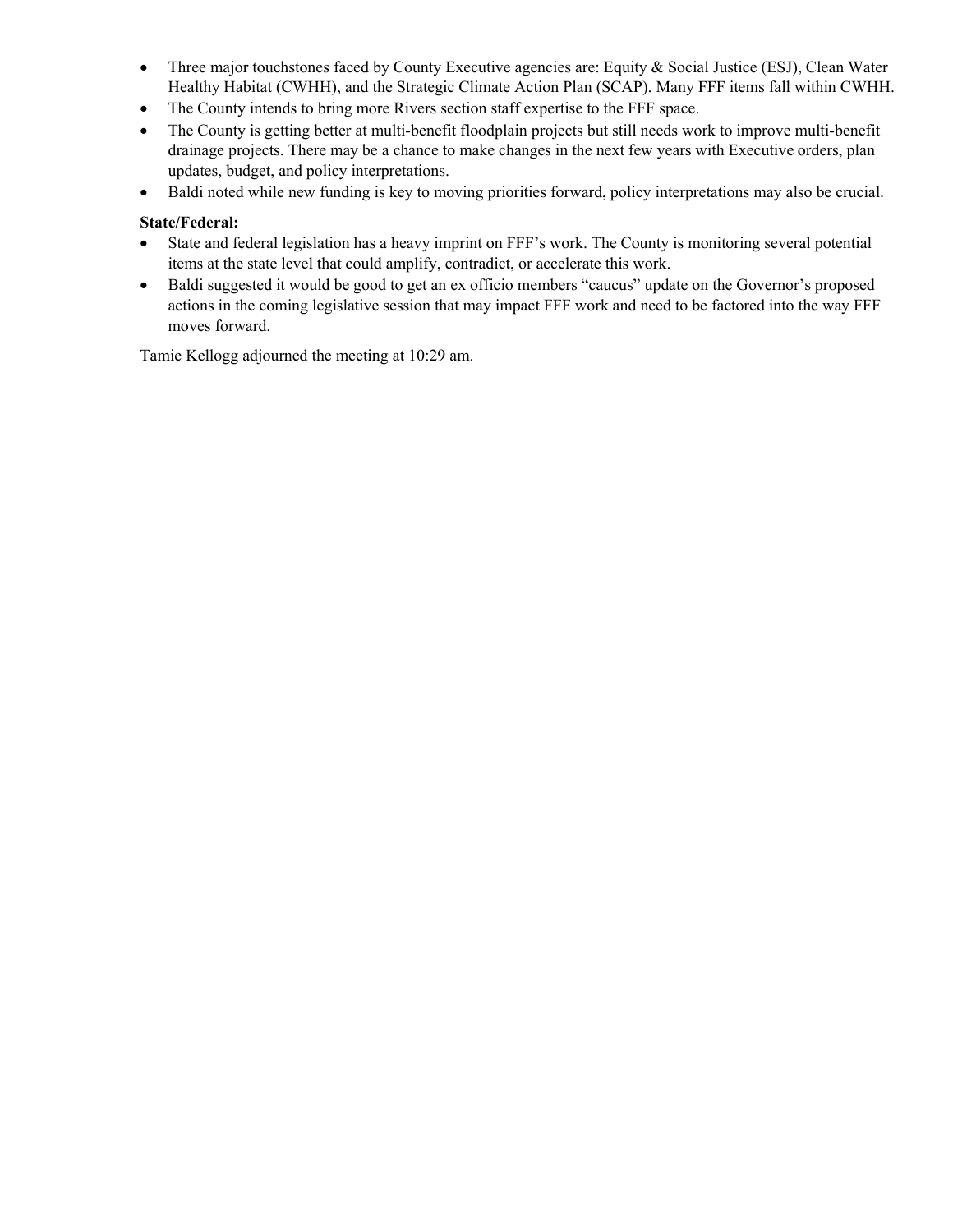- Three major touchstones faced by County Executive agencies are: Equity & Social Justice (ESJ), Clean Water Healthy Habitat (CWHH), and the Strategic Climate Action Plan (SCAP). Many FFF items fall within CWHH.
- The County intends to bring more Rivers section staff expertise to the FFF space.
- The County is getting better at multi-benefit floodplain projects but still needs work to improve multi-benefit drainage projects. There may be a chance to make changes in the next few years with Executive orders, plan updates, budget, and policy interpretations.
- Baldi noted while new funding is key to moving priorities forward, policy interpretations may also be crucial.

**State/Federal:**

- State and federal legislation has a heavy imprint on FFF's work. The County is monitoring several potential items at the state level that could amplify, contradict, or accelerate this work.
- Baldi suggested it would be good to get an ex officio members "caucus" update on the Governor's proposed actions in the coming legislative session that may impact FFF work and need to be factored into the way FFF moves forward.

Tamie Kellogg adjourned the meeting at 10:29 am.